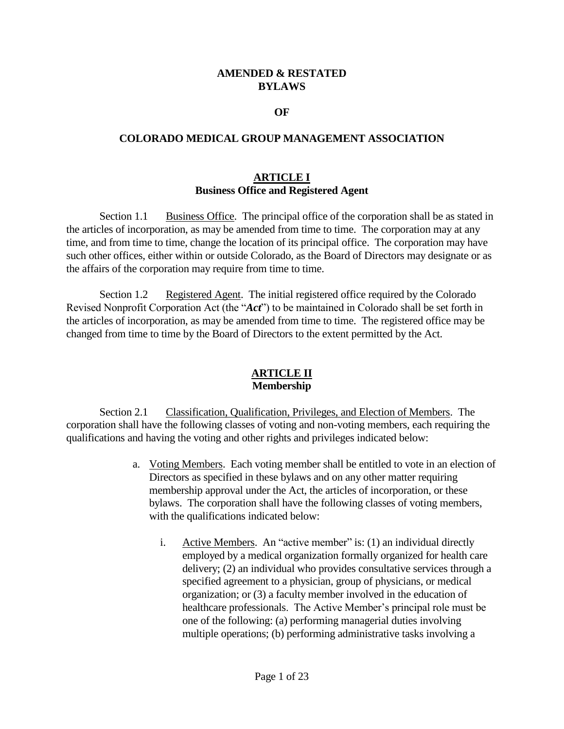# AMENDED & RESTATED BYLAWS

# OF

# COLORADO MEDICAL GROUP MANAGEMENT ASSOCIATION

## ARTICLE I
## Business Office and Registered Agent

Section 1.1 Business Office. The principal office of the corporation shall be as stated in the articles of incorporation, as may be amended from time to time. The corporation may at any time, and from time to time, change the location of its principal office. The corporation may have such other offices, either within or outside Colorado, as the Board of Directors may designate or as the affairs of the corporation may require from time to time.

Section 1.2 Registered Agent. The initial registered office required by the Colorado Revised Nonprofit Corporation Act (the "***Act***") to be maintained in Colorado shall be set forth in the articles of incorporation, as may be amended from time to time. The registered office may be changed from time to time by the Board of Directors to the extent permitted by the Act.

## ARTICLE II
## Membership

Section 2.1 Classification, Qualification, Privileges, and Election of Members. The corporation shall have the following classes of voting and non-voting members, each requiring the qualifications and having the voting and other rights and privileges indicated below:

a. Voting Members. Each voting member shall be entitled to vote in an election of Directors as specified in these bylaws and on any other matter requiring membership approval under the Act, the articles of incorporation, or these bylaws. The corporation shall have the following classes of voting members, with the qualifications indicated below:

   i. Active Members. An "active member" is: (1) an individual directly employed by a medical organization formally organized for health care delivery; (2) an individual who provides consultative services through a specified agreement to a physician, group of physicians, or medical organization; or (3) a faculty member involved in the education of healthcare professionals. The Active Member's principal role must be one of the following: (a) performing managerial duties involving multiple operations; (b) performing administrative tasks involving a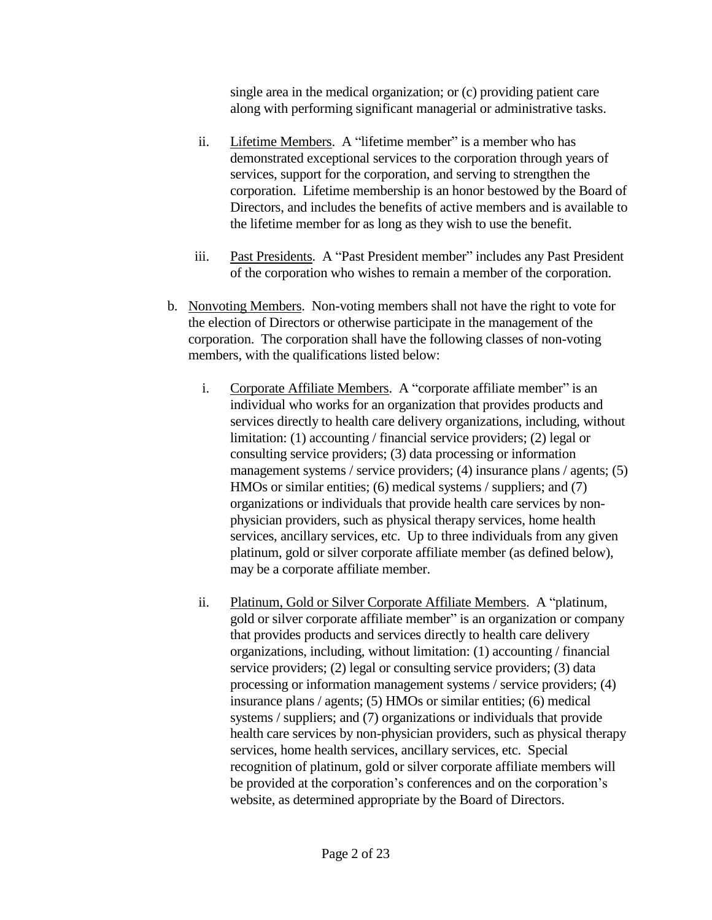single area in the medical organization; or (c) providing patient care along with performing significant managerial or administrative tasks.

ii. Lifetime Members. A "lifetime member" is a member who has demonstrated exceptional services to the corporation through years of services, support for the corporation, and serving to strengthen the corporation. Lifetime membership is an honor bestowed by the Board of Directors, and includes the benefits of active members and is available to the lifetime member for as long as they wish to use the benefit.

iii. Past Presidents. A "Past President member" includes any Past President of the corporation who wishes to remain a member of the corporation.

b. Nonvoting Members. Non-voting members shall not have the right to vote for the election of Directors or otherwise participate in the management of the corporation. The corporation shall have the following classes of non-voting members, with the qualifications listed below:

i. Corporate Affiliate Members. A "corporate affiliate member" is an individual who works for an organization that provides products and services directly to health care delivery organizations, including, without limitation: (1) accounting / financial service providers; (2) legal or consulting service providers; (3) data processing or information management systems / service providers; (4) insurance plans / agents; (5) HMOs or similar entities; (6) medical systems / suppliers; and (7) organizations or individuals that provide health care services by non-physician providers, such as physical therapy services, home health services, ancillary services, etc. Up to three individuals from any given platinum, gold or silver corporate affiliate member (as defined below), may be a corporate affiliate member.

ii. Platinum, Gold or Silver Corporate Affiliate Members. A "platinum, gold or silver corporate affiliate member" is an organization or company that provides products and services directly to health care delivery organizations, including, without limitation: (1) accounting / financial service providers; (2) legal or consulting service providers; (3) data processing or information management systems / service providers; (4) insurance plans / agents; (5) HMOs or similar entities; (6) medical systems / suppliers; and (7) organizations or individuals that provide health care services by non-physician providers, such as physical therapy services, home health services, ancillary services, etc. Special recognition of platinum, gold or silver corporate affiliate members will be provided at the corporation's conferences and on the corporation's website, as determined appropriate by the Board of Directors.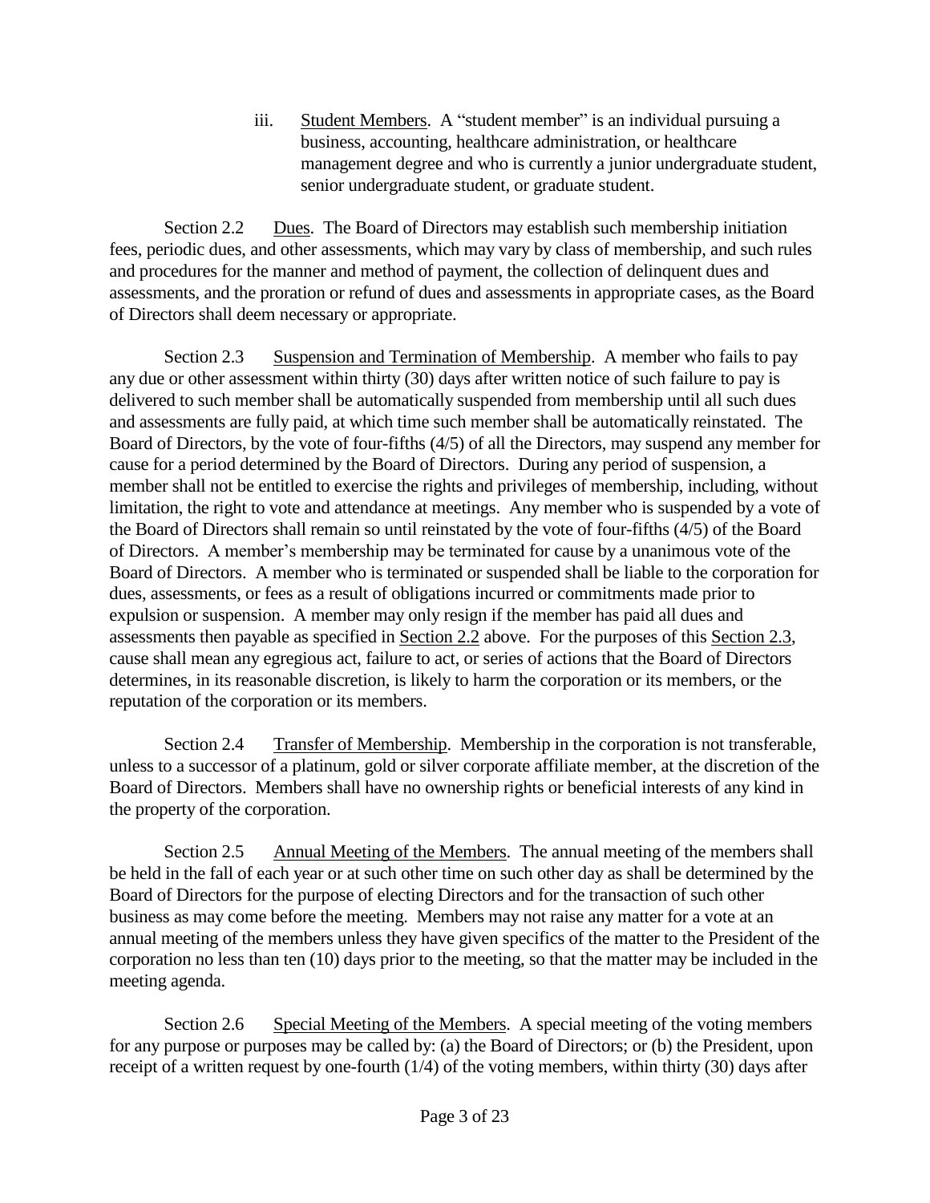iii. Student Members. A "student member" is an individual pursuing a business, accounting, healthcare administration, or healthcare management degree and who is currently a junior undergraduate student, senior undergraduate student, or graduate student.

Section 2.2 Dues. The Board of Directors may establish such membership initiation fees, periodic dues, and other assessments, which may vary by class of membership, and such rules and procedures for the manner and method of payment, the collection of delinquent dues and assessments, and the proration or refund of dues and assessments in appropriate cases, as the Board of Directors shall deem necessary or appropriate.

Section 2.3 Suspension and Termination of Membership. A member who fails to pay any due or other assessment within thirty (30) days after written notice of such failure to pay is delivered to such member shall be automatically suspended from membership until all such dues and assessments are fully paid, at which time such member shall be automatically reinstated. The Board of Directors, by the vote of four-fifths (4/5) of all the Directors, may suspend any member for cause for a period determined by the Board of Directors. During any period of suspension, a member shall not be entitled to exercise the rights and privileges of membership, including, without limitation, the right to vote and attendance at meetings. Any member who is suspended by a vote of the Board of Directors shall remain so until reinstated by the vote of four-fifths (4/5) of the Board of Directors. A member's membership may be terminated for cause by a unanimous vote of the Board of Directors. A member who is terminated or suspended shall be liable to the corporation for dues, assessments, or fees as a result of obligations incurred or commitments made prior to expulsion or suspension. A member may only resign if the member has paid all dues and assessments then payable as specified in Section 2.2 above. For the purposes of this Section 2.3, cause shall mean any egregious act, failure to act, or series of actions that the Board of Directors determines, in its reasonable discretion, is likely to harm the corporation or its members, or the reputation of the corporation or its members.

Section 2.4 Transfer of Membership. Membership in the corporation is not transferable, unless to a successor of a platinum, gold or silver corporate affiliate member, at the discretion of the Board of Directors. Members shall have no ownership rights or beneficial interests of any kind in the property of the corporation.

Section 2.5 Annual Meeting of the Members. The annual meeting of the members shall be held in the fall of each year or at such other time on such other day as shall be determined by the Board of Directors for the purpose of electing Directors and for the transaction of such other business as may come before the meeting. Members may not raise any matter for a vote at an annual meeting of the members unless they have given specifics of the matter to the President of the corporation no less than ten (10) days prior to the meeting, so that the matter may be included in the meeting agenda.

Section 2.6 Special Meeting of the Members. A special meeting of the voting members for any purpose or purposes may be called by: (a) the Board of Directors; or (b) the President, upon receipt of a written request by one-fourth (1/4) of the voting members, within thirty (30) days after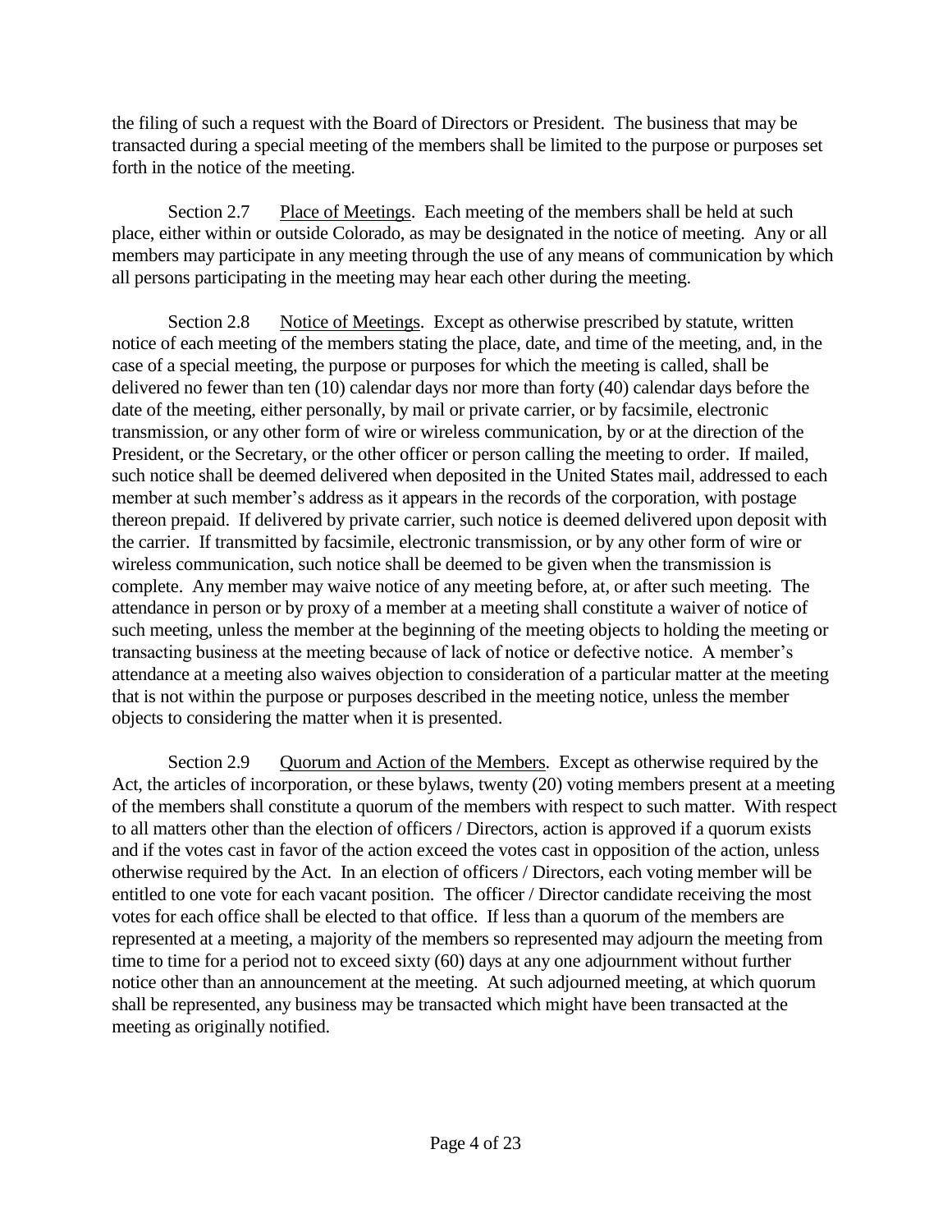the filing of such a request with the Board of Directors or President. The business that may be transacted during a special meeting of the members shall be limited to the purpose or purposes set forth in the notice of the meeting.

Section 2.7 Place of Meetings. Each meeting of the members shall be held at such place, either within or outside Colorado, as may be designated in the notice of meeting. Any or all members may participate in any meeting through the use of any means of communication by which all persons participating in the meeting may hear each other during the meeting.

Section 2.8 Notice of Meetings. Except as otherwise prescribed by statute, written notice of each meeting of the members stating the place, date, and time of the meeting, and, in the case of a special meeting, the purpose or purposes for which the meeting is called, shall be delivered no fewer than ten (10) calendar days nor more than forty (40) calendar days before the date of the meeting, either personally, by mail or private carrier, or by facsimile, electronic transmission, or any other form of wire or wireless communication, by or at the direction of the President, or the Secretary, or the other officer or person calling the meeting to order. If mailed, such notice shall be deemed delivered when deposited in the United States mail, addressed to each member at such member's address as it appears in the records of the corporation, with postage thereon prepaid. If delivered by private carrier, such notice is deemed delivered upon deposit with the carrier. If transmitted by facsimile, electronic transmission, or by any other form of wire or wireless communication, such notice shall be deemed to be given when the transmission is complete. Any member may waive notice of any meeting before, at, or after such meeting. The attendance in person or by proxy of a member at a meeting shall constitute a waiver of notice of such meeting, unless the member at the beginning of the meeting objects to holding the meeting or transacting business at the meeting because of lack of notice or defective notice. A member's attendance at a meeting also waives objection to consideration of a particular matter at the meeting that is not within the purpose or purposes described in the meeting notice, unless the member objects to considering the matter when it is presented.

Section 2.9 Quorum and Action of the Members. Except as otherwise required by the Act, the articles of incorporation, or these bylaws, twenty (20) voting members present at a meeting of the members shall constitute a quorum of the members with respect to such matter. With respect to all matters other than the election of officers / Directors, action is approved if a quorum exists and if the votes cast in favor of the action exceed the votes cast in opposition of the action, unless otherwise required by the Act. In an election of officers / Directors, each voting member will be entitled to one vote for each vacant position. The officer / Director candidate receiving the most votes for each office shall be elected to that office. If less than a quorum of the members are represented at a meeting, a majority of the members so represented may adjourn the meeting from time to time for a period not to exceed sixty (60) days at any one adjournment without further notice other than an announcement at the meeting. At such adjourned meeting, at which quorum shall be represented, any business may be transacted which might have been transacted at the meeting as originally notified.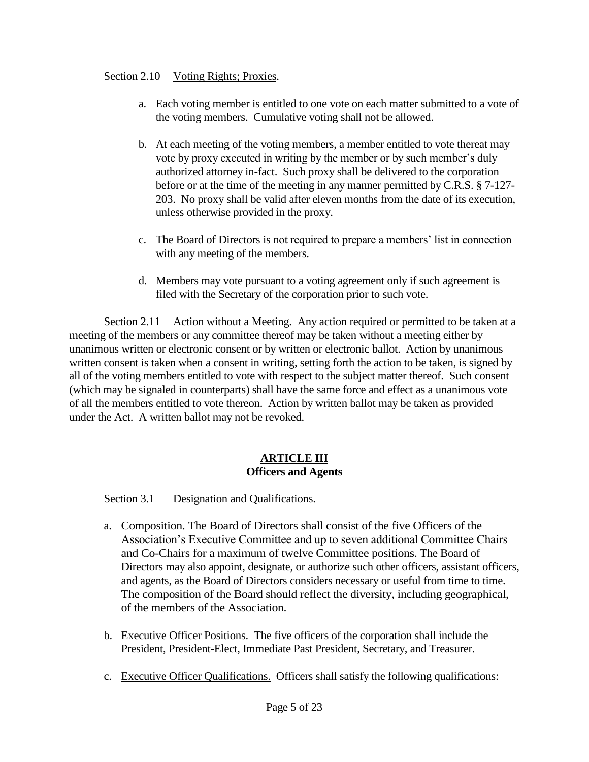Section 2.10 Voting Rights; Proxies.

a. Each voting member is entitled to one vote on each matter submitted to a vote of the voting members. Cumulative voting shall not be allowed.

b. At each meeting of the voting members, a member entitled to vote thereat may vote by proxy executed in writing by the member or by such member's duly authorized attorney in-fact. Such proxy shall be delivered to the corporation before or at the time of the meeting in any manner permitted by C.R.S. § 7-127-203. No proxy shall be valid after eleven months from the date of its execution, unless otherwise provided in the proxy.

c. The Board of Directors is not required to prepare a members' list in connection with any meeting of the members.

d. Members may vote pursuant to a voting agreement only if such agreement is filed with the Secretary of the corporation prior to such vote.

Section 2.11 Action without a Meeting. Any action required or permitted to be taken at a meeting of the members or any committee thereof may be taken without a meeting either by unanimous written or electronic consent or by written or electronic ballot. Action by unanimous written consent is taken when a consent in writing, setting forth the action to be taken, is signed by all of the voting members entitled to vote with respect to the subject matter thereof. Such consent (which may be signaled in counterparts) shall have the same force and effect as a unanimous vote of all the members entitled to vote thereon. Action by written ballot may be taken as provided under the Act. A written ballot may not be revoked.

## ARTICLE III
## Officers and Agents

Section 3.1 Designation and Qualifications.

a. Composition. The Board of Directors shall consist of the five Officers of the Association's Executive Committee and up to seven additional Committee Chairs and Co-Chairs for a maximum of twelve Committee positions. The Board of Directors may also appoint, designate, or authorize such other officers, assistant officers, and agents, as the Board of Directors considers necessary or useful from time to time. The composition of the Board should reflect the diversity, including geographical, of the members of the Association.

b. Executive Officer Positions. The five officers of the corporation shall include the President, President-Elect, Immediate Past President, Secretary, and Treasurer.

c. Executive Officer Qualifications. Officers shall satisfy the following qualifications: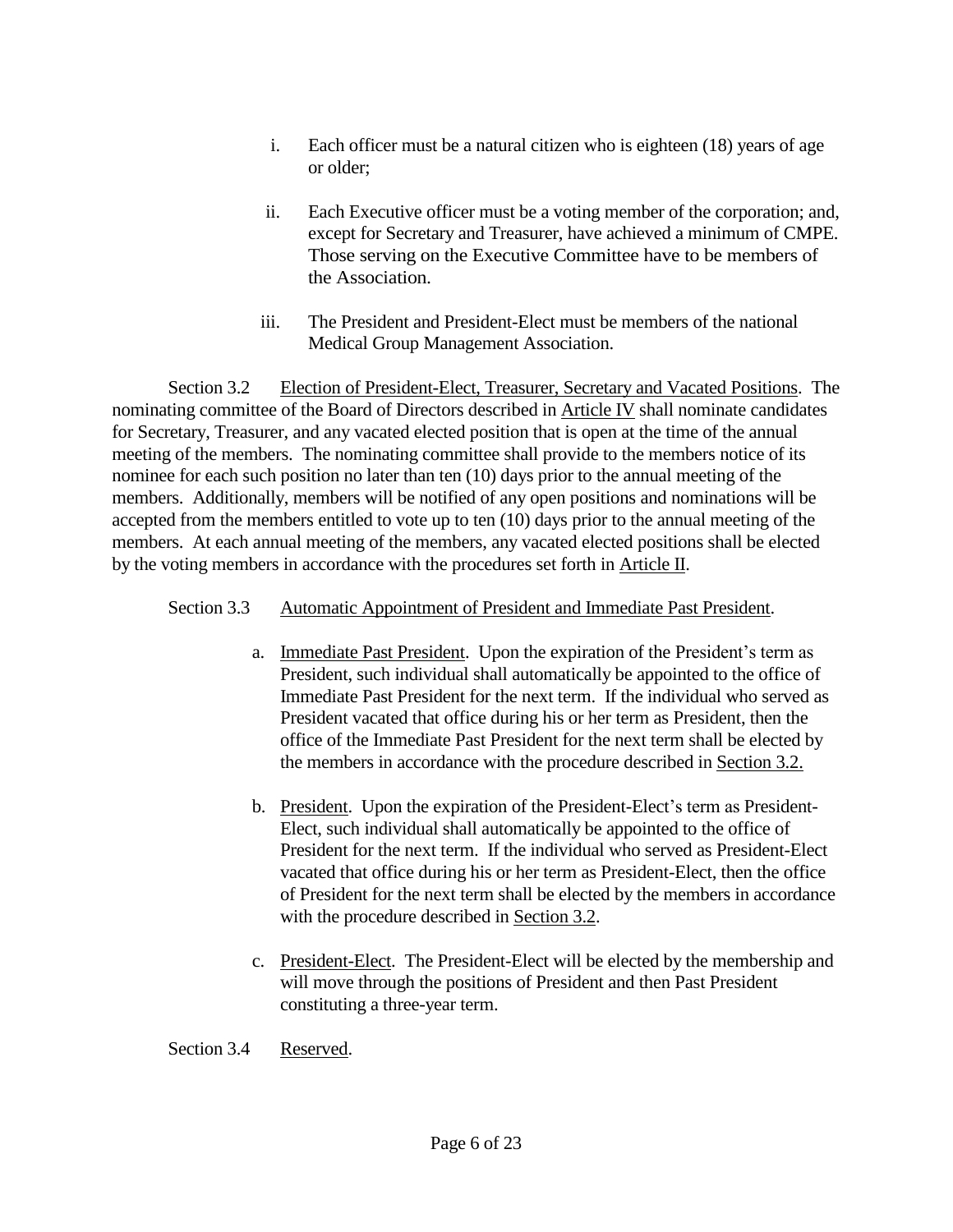i. Each officer must be a natural citizen who is eighteen (18) years of age or older;

ii. Each Executive officer must be a voting member of the corporation; and, except for Secretary and Treasurer, have achieved a minimum of CMPE. Those serving on the Executive Committee have to be members of the Association.

iii. The President and President-Elect must be members of the national Medical Group Management Association.

Section 3.2 Election of President-Elect, Treasurer, Secretary and Vacated Positions. The nominating committee of the Board of Directors described in Article IV shall nominate candidates for Secretary, Treasurer, and any vacated elected position that is open at the time of the annual meeting of the members. The nominating committee shall provide to the members notice of its nominee for each such position no later than ten (10) days prior to the annual meeting of the members. Additionally, members will be notified of any open positions and nominations will be accepted from the members entitled to vote up to ten (10) days prior to the annual meeting of the members. At each annual meeting of the members, any vacated elected positions shall be elected by the voting members in accordance with the procedures set forth in Article II.

Section 3.3 Automatic Appointment of President and Immediate Past President.

a. Immediate Past President. Upon the expiration of the President's term as President, such individual shall automatically be appointed to the office of Immediate Past President for the next term. If the individual who served as President vacated that office during his or her term as President, then the office of the Immediate Past President for the next term shall be elected by the members in accordance with the procedure described in Section 3.2.

b. President. Upon the expiration of the President-Elect's term as President-Elect, such individual shall automatically be appointed to the office of President for the next term. If the individual who served as President-Elect vacated that office during his or her term as President-Elect, then the office of President for the next term shall be elected by the members in accordance with the procedure described in Section 3.2.

c. President-Elect. The President-Elect will be elected by the membership and will move through the positions of President and then Past President constituting a three-year term.

Section 3.4 Reserved.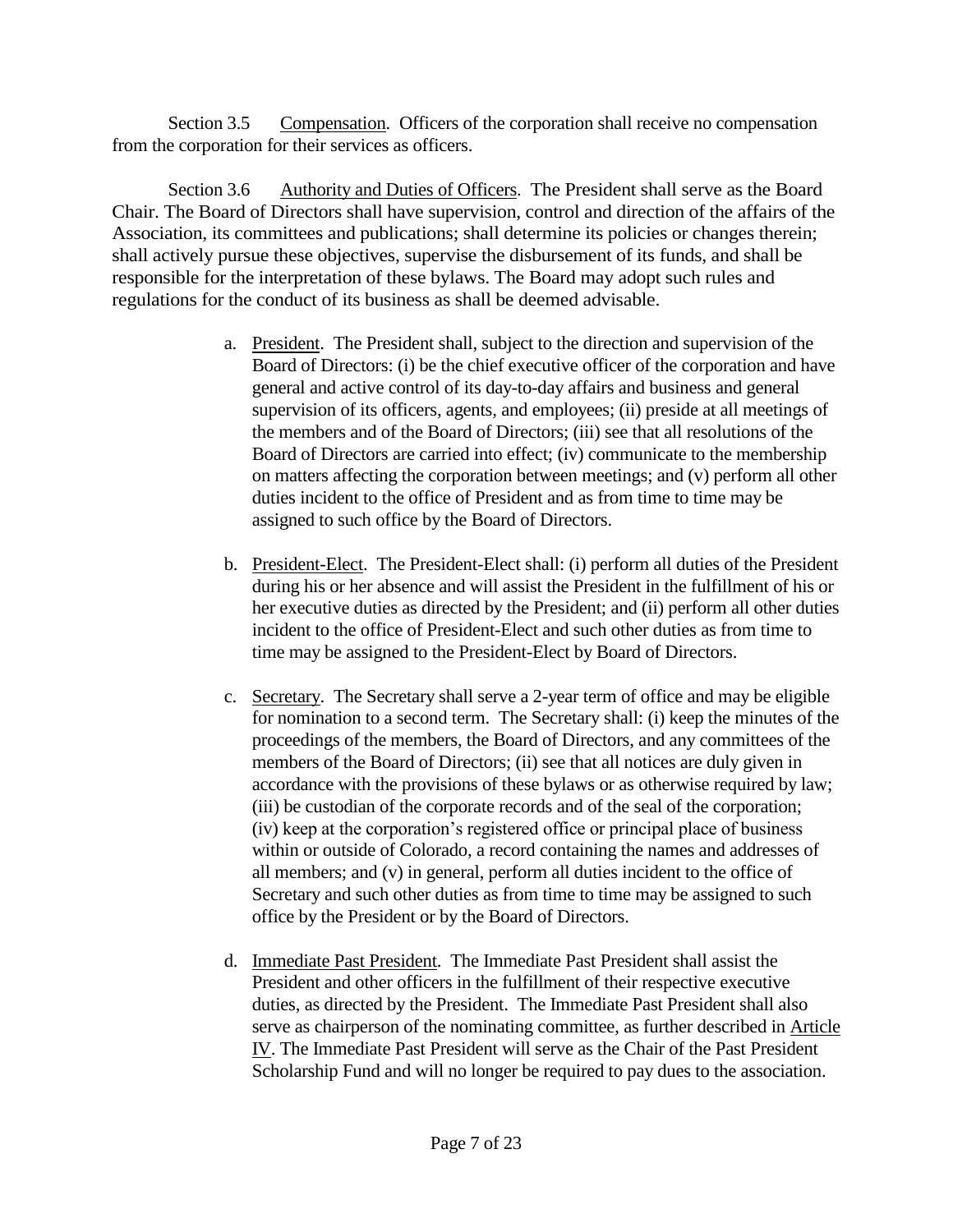Section 3.5 Compensation. Officers of the corporation shall receive no compensation from the corporation for their services as officers.

Section 3.6 Authority and Duties of Officers. The President shall serve as the Board Chair. The Board of Directors shall have supervision, control and direction of the affairs of the Association, its committees and publications; shall determine its policies or changes therein; shall actively pursue these objectives, supervise the disbursement of its funds, and shall be responsible for the interpretation of these bylaws. The Board may adopt such rules and regulations for the conduct of its business as shall be deemed advisable.

a. President. The President shall, subject to the direction and supervision of the Board of Directors: (i) be the chief executive officer of the corporation and have general and active control of its day-to-day affairs and business and general supervision of its officers, agents, and employees; (ii) preside at all meetings of the members and of the Board of Directors; (iii) see that all resolutions of the Board of Directors are carried into effect; (iv) communicate to the membership on matters affecting the corporation between meetings; and (v) perform all other duties incident to the office of President and as from time to time may be assigned to such office by the Board of Directors.

b. President-Elect. The President-Elect shall: (i) perform all duties of the President during his or her absence and will assist the President in the fulfillment of his or her executive duties as directed by the President; and (ii) perform all other duties incident to the office of President-Elect and such other duties as from time to time may be assigned to the President-Elect by Board of Directors.

c. Secretary. The Secretary shall serve a 2-year term of office and may be eligible for nomination to a second term. The Secretary shall: (i) keep the minutes of the proceedings of the members, the Board of Directors, and any committees of the members of the Board of Directors; (ii) see that all notices are duly given in accordance with the provisions of these bylaws or as otherwise required by law; (iii) be custodian of the corporate records and of the seal of the corporation; (iv) keep at the corporation's registered office or principal place of business within or outside of Colorado, a record containing the names and addresses of all members; and (v) in general, perform all duties incident to the office of Secretary and such other duties as from time to time may be assigned to such office by the President or by the Board of Directors.

d. Immediate Past President. The Immediate Past President shall assist the President and other officers in the fulfillment of their respective executive duties, as directed by the President. The Immediate Past President shall also serve as chairperson of the nominating committee, as further described in Article IV. The Immediate Past President will serve as the Chair of the Past President Scholarship Fund and will no longer be required to pay dues to the association.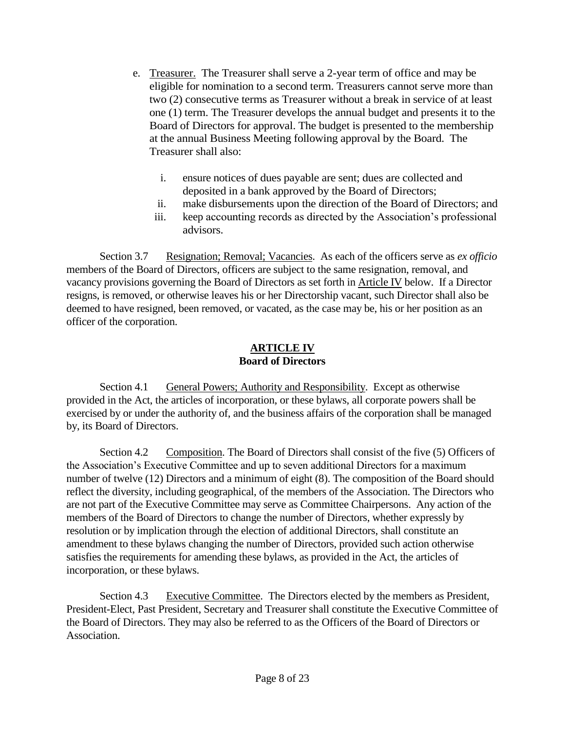e. <u>Treasurer.</u> The Treasurer shall serve a 2-year term of office and may be eligible for nomination to a second term. Treasurers cannot serve more than two (2) consecutive terms as Treasurer without a break in service of at least one (1) term. The Treasurer develops the annual budget and presents it to the Board of Directors for approval. The budget is presented to the membership at the annual Business Meeting following approval by the Board. The Treasurer shall also:

   i. ensure notices of dues payable are sent; dues are collected and deposited in a bank approved by the Board of Directors;
   ii. make disbursements upon the direction of the Board of Directors; and
   iii. keep accounting records as directed by the Association's professional advisors.

Section 3.7 <u>Resignation; Removal; Vacancies</u>. As each of the officers serve as *ex officio* members of the Board of Directors, officers are subject to the same resignation, removal, and vacancy provisions governing the Board of Directors as set forth in <u>Article IV</u> below. If a Director resigns, is removed, or otherwise leaves his or her Directorship vacant, such Director shall also be deemed to have resigned, been removed, or vacated, as the case may be, his or her position as an officer of the corporation.

## ARTICLE IV
## Board of Directors

Section 4.1 <u>General Powers; Authority and Responsibility</u>. Except as otherwise provided in the Act, the articles of incorporation, or these bylaws, all corporate powers shall be exercised by or under the authority of, and the business affairs of the corporation shall be managed by, its Board of Directors.

Section 4.2 <u>Composition</u>. The Board of Directors shall consist of the five (5) Officers of the Association's Executive Committee and up to seven additional Directors for a maximum number of twelve (12) Directors and a minimum of eight (8). The composition of the Board should reflect the diversity, including geographical, of the members of the Association. The Directors who are not part of the Executive Committee may serve as Committee Chairpersons. Any action of the members of the Board of Directors to change the number of Directors, whether expressly by resolution or by implication through the election of additional Directors, shall constitute an amendment to these bylaws changing the number of Directors, provided such action otherwise satisfies the requirements for amending these bylaws, as provided in the Act, the articles of incorporation, or these bylaws.

Section 4.3 <u>Executive Committee</u>. The Directors elected by the members as President, President-Elect, Past President, Secretary and Treasurer shall constitute the Executive Committee of the Board of Directors. They may also be referred to as the Officers of the Board of Directors or Association.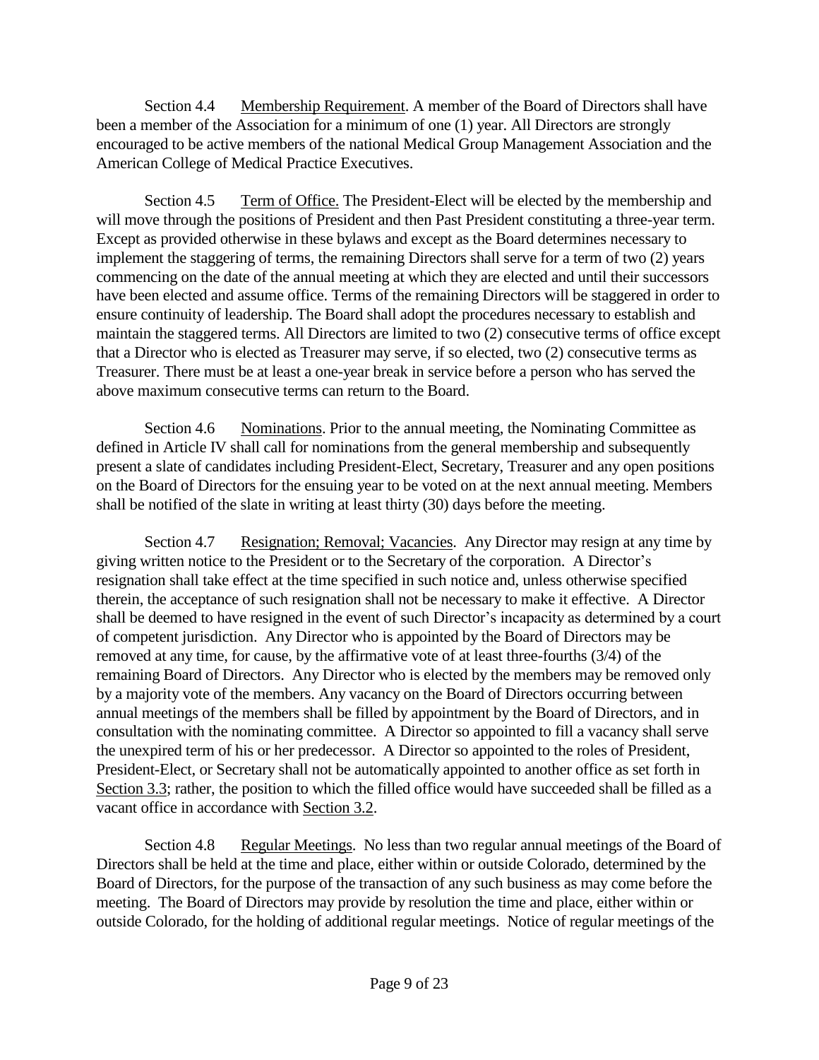Section 4.4 <u>Membership Requirement</u>. A member of the Board of Directors shall have been a member of the Association for a minimum of one (1) year. All Directors are strongly encouraged to be active members of the national Medical Group Management Association and the American College of Medical Practice Executives.

Section 4.5 <u>Term of Office.</u> The President-Elect will be elected by the membership and will move through the positions of President and then Past President constituting a three-year term. Except as provided otherwise in these bylaws and except as the Board determines necessary to implement the staggering of terms, the remaining Directors shall serve for a term of two (2) years commencing on the date of the annual meeting at which they are elected and until their successors have been elected and assume office. Terms of the remaining Directors will be staggered in order to ensure continuity of leadership. The Board shall adopt the procedures necessary to establish and maintain the staggered terms. All Directors are limited to two (2) consecutive terms of office except that a Director who is elected as Treasurer may serve, if so elected, two (2) consecutive terms as Treasurer. There must be at least a one-year break in service before a person who has served the above maximum consecutive terms can return to the Board.

Section 4.6 <u>Nominations</u>. Prior to the annual meeting, the Nominating Committee as defined in Article IV shall call for nominations from the general membership and subsequently present a slate of candidates including President-Elect, Secretary, Treasurer and any open positions on the Board of Directors for the ensuing year to be voted on at the next annual meeting. Members shall be notified of the slate in writing at least thirty (30) days before the meeting.

Section 4.7 <u>Resignation; Removal; Vacancies</u>. Any Director may resign at any time by giving written notice to the President or to the Secretary of the corporation. A Director's resignation shall take effect at the time specified in such notice and, unless otherwise specified therein, the acceptance of such resignation shall not be necessary to make it effective. A Director shall be deemed to have resigned in the event of such Director's incapacity as determined by a court of competent jurisdiction. Any Director who is appointed by the Board of Directors may be removed at any time, for cause, by the affirmative vote of at least three-fourths (3/4) of the remaining Board of Directors. Any Director who is elected by the members may be removed only by a majority vote of the members. Any vacancy on the Board of Directors occurring between annual meetings of the members shall be filled by appointment by the Board of Directors, and in consultation with the nominating committee. A Director so appointed to fill a vacancy shall serve the unexpired term of his or her predecessor. A Director so appointed to the roles of President, President-Elect, or Secretary shall not be automatically appointed to another office as set forth in <u>Section 3.3</u>; rather, the position to which the filled office would have succeeded shall be filled as a vacant office in accordance with <u>Section 3.2</u>.

Section 4.8 <u>Regular Meetings</u>. No less than two regular annual meetings of the Board of Directors shall be held at the time and place, either within or outside Colorado, determined by the Board of Directors, for the purpose of the transaction of any such business as may come before the meeting. The Board of Directors may provide by resolution the time and place, either within or outside Colorado, for the holding of additional regular meetings. Notice of regular meetings of the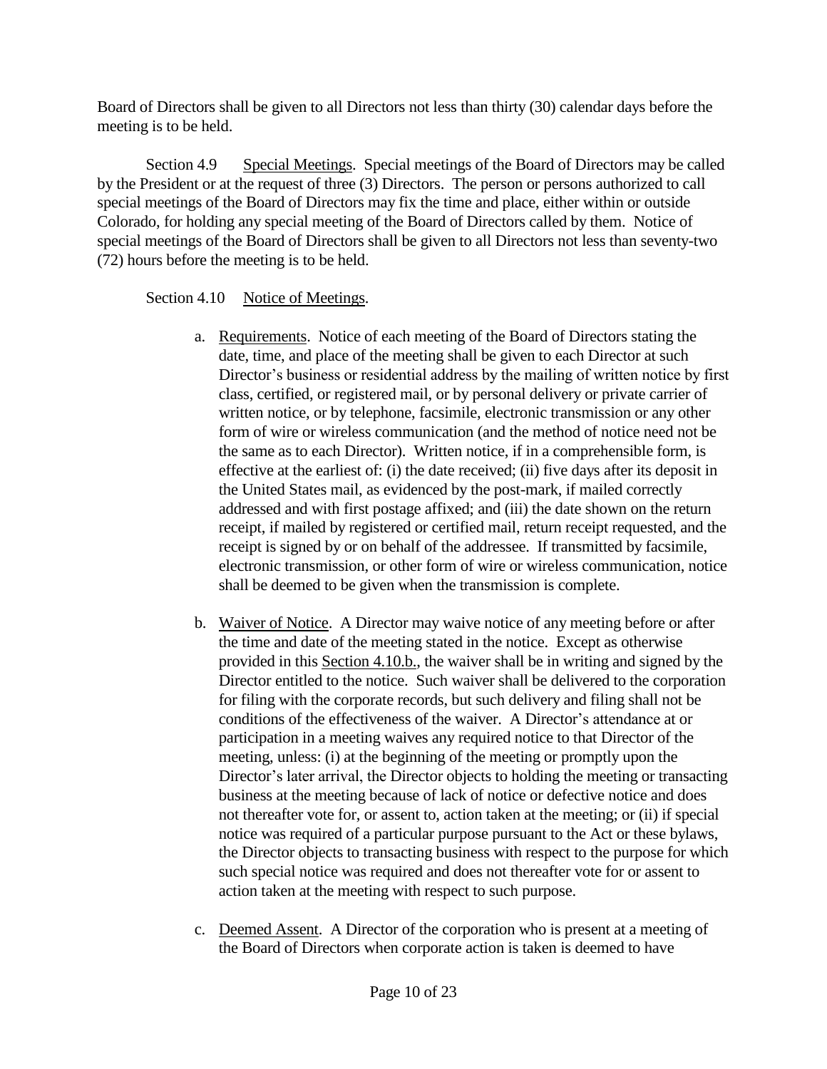Board of Directors shall be given to all Directors not less than thirty (30) calendar days before the meeting is to be held.

Section 4.9 Special Meetings. Special meetings of the Board of Directors may be called by the President or at the request of three (3) Directors. The person or persons authorized to call special meetings of the Board of Directors may fix the time and place, either within or outside Colorado, for holding any special meeting of the Board of Directors called by them. Notice of special meetings of the Board of Directors shall be given to all Directors not less than seventy-two (72) hours before the meeting is to be held.

Section 4.10 Notice of Meetings.

a. Requirements. Notice of each meeting of the Board of Directors stating the date, time, and place of the meeting shall be given to each Director at such Director's business or residential address by the mailing of written notice by first class, certified, or registered mail, or by personal delivery or private carrier of written notice, or by telephone, facsimile, electronic transmission or any other form of wire or wireless communication (and the method of notice need not be the same as to each Director). Written notice, if in a comprehensible form, is effective at the earliest of: (i) the date received; (ii) five days after its deposit in the United States mail, as evidenced by the post-mark, if mailed correctly addressed and with first postage affixed; and (iii) the date shown on the return receipt, if mailed by registered or certified mail, return receipt requested, and the receipt is signed by or on behalf of the addressee. If transmitted by facsimile, electronic transmission, or other form of wire or wireless communication, notice shall be deemed to be given when the transmission is complete.

b. Waiver of Notice. A Director may waive notice of any meeting before or after the time and date of the meeting stated in the notice. Except as otherwise provided in this Section 4.10.b., the waiver shall be in writing and signed by the Director entitled to the notice. Such waiver shall be delivered to the corporation for filing with the corporate records, but such delivery and filing shall not be conditions of the effectiveness of the waiver. A Director's attendance at or participation in a meeting waives any required notice to that Director of the meeting, unless: (i) at the beginning of the meeting or promptly upon the Director's later arrival, the Director objects to holding the meeting or transacting business at the meeting because of lack of notice or defective notice and does not thereafter vote for, or assent to, action taken at the meeting; or (ii) if special notice was required of a particular purpose pursuant to the Act or these bylaws, the Director objects to transacting business with respect to the purpose for which such special notice was required and does not thereafter vote for or assent to action taken at the meeting with respect to such purpose.

c. Deemed Assent. A Director of the corporation who is present at a meeting of the Board of Directors when corporate action is taken is deemed to have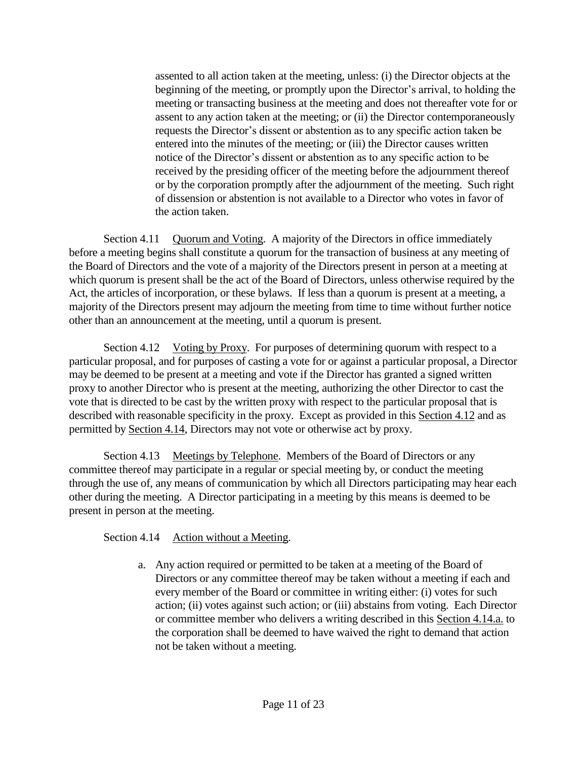assented to all action taken at the meeting, unless: (i) the Director objects at the beginning of the meeting, or promptly upon the Director's arrival, to holding the meeting or transacting business at the meeting and does not thereafter vote for or assent to any action taken at the meeting; or (ii) the Director contemporaneously requests the Director's dissent or abstention as to any specific action taken be entered into the minutes of the meeting; or (iii) the Director causes written notice of the Director's dissent or abstention as to any specific action to be received by the presiding officer of the meeting before the adjournment thereof or by the corporation promptly after the adjournment of the meeting. Such right of dissension or abstention is not available to a Director who votes in favor of the action taken.

Section 4.11 Quorum and Voting. A majority of the Directors in office immediately before a meeting begins shall constitute a quorum for the transaction of business at any meeting of the Board of Directors and the vote of a majority of the Directors present in person at a meeting at which quorum is present shall be the act of the Board of Directors, unless otherwise required by the Act, the articles of incorporation, or these bylaws. If less than a quorum is present at a meeting, a majority of the Directors present may adjourn the meeting from time to time without further notice other than an announcement at the meeting, until a quorum is present.

Section 4.12 Voting by Proxy. For purposes of determining quorum with respect to a particular proposal, and for purposes of casting a vote for or against a particular proposal, a Director may be deemed to be present at a meeting and vote if the Director has granted a signed written proxy to another Director who is present at the meeting, authorizing the other Director to cast the vote that is directed to be cast by the written proxy with respect to the particular proposal that is described with reasonable specificity in the proxy. Except as provided in this Section 4.12 and as permitted by Section 4.14, Directors may not vote or otherwise act by proxy.

Section 4.13 Meetings by Telephone. Members of the Board of Directors or any committee thereof may participate in a regular or special meeting by, or conduct the meeting through the use of, any means of communication by which all Directors participating may hear each other during the meeting. A Director participating in a meeting by this means is deemed to be present in person at the meeting.

Section 4.14 Action without a Meeting.

a. Any action required or permitted to be taken at a meeting of the Board of Directors or any committee thereof may be taken without a meeting if each and every member of the Board or committee in writing either: (i) votes for such action; (ii) votes against such action; or (iii) abstains from voting. Each Director or committee member who delivers a writing described in this Section 4.14.a. to the corporation shall be deemed to have waived the right to demand that action not be taken without a meeting.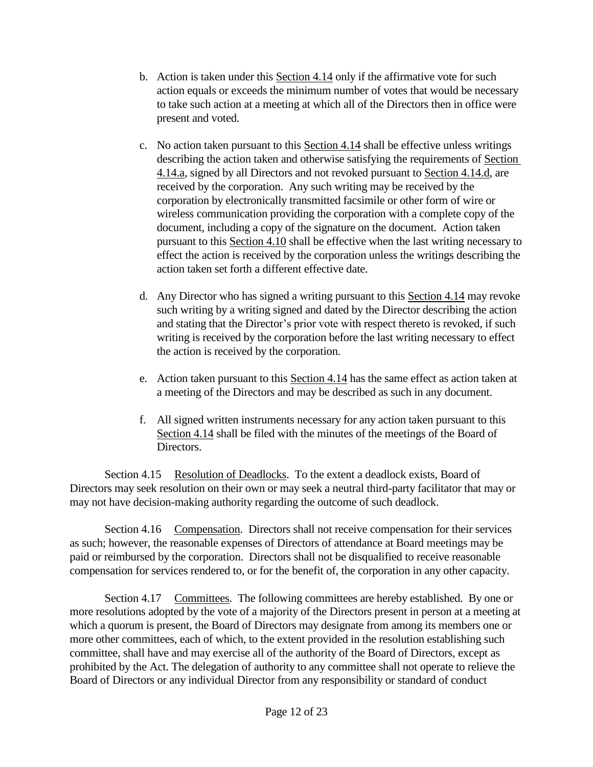b. Action is taken under this Section 4.14 only if the affirmative vote for such action equals or exceeds the minimum number of votes that would be necessary to take such action at a meeting at which all of the Directors then in office were present and voted.

c. No action taken pursuant to this Section 4.14 shall be effective unless writings describing the action taken and otherwise satisfying the requirements of Section 4.14.a, signed by all Directors and not revoked pursuant to Section 4.14.d, are received by the corporation. Any such writing may be received by the corporation by electronically transmitted facsimile or other form of wire or wireless communication providing the corporation with a complete copy of the document, including a copy of the signature on the document. Action taken pursuant to this Section 4.10 shall be effective when the last writing necessary to effect the action is received by the corporation unless the writings describing the action taken set forth a different effective date.

d. Any Director who has signed a writing pursuant to this Section 4.14 may revoke such writing by a writing signed and dated by the Director describing the action and stating that the Director's prior vote with respect thereto is revoked, if such writing is received by the corporation before the last writing necessary to effect the action is received by the corporation.

e. Action taken pursuant to this Section 4.14 has the same effect as action taken at a meeting of the Directors and may be described as such in any document.

f. All signed written instruments necessary for any action taken pursuant to this Section 4.14 shall be filed with the minutes of the meetings of the Board of Directors.

Section 4.15 Resolution of Deadlocks. To the extent a deadlock exists, Board of Directors may seek resolution on their own or may seek a neutral third-party facilitator that may or may not have decision-making authority regarding the outcome of such deadlock.

Section 4.16 Compensation. Directors shall not receive compensation for their services as such; however, the reasonable expenses of Directors of attendance at Board meetings may be paid or reimbursed by the corporation. Directors shall not be disqualified to receive reasonable compensation for services rendered to, or for the benefit of, the corporation in any other capacity.

Section 4.17 Committees. The following committees are hereby established. By one or more resolutions adopted by the vote of a majority of the Directors present in person at a meeting at which a quorum is present, the Board of Directors may designate from among its members one or more other committees, each of which, to the extent provided in the resolution establishing such committee, shall have and may exercise all of the authority of the Board of Directors, except as prohibited by the Act. The delegation of authority to any committee shall not operate to relieve the Board of Directors or any individual Director from any responsibility or standard of conduct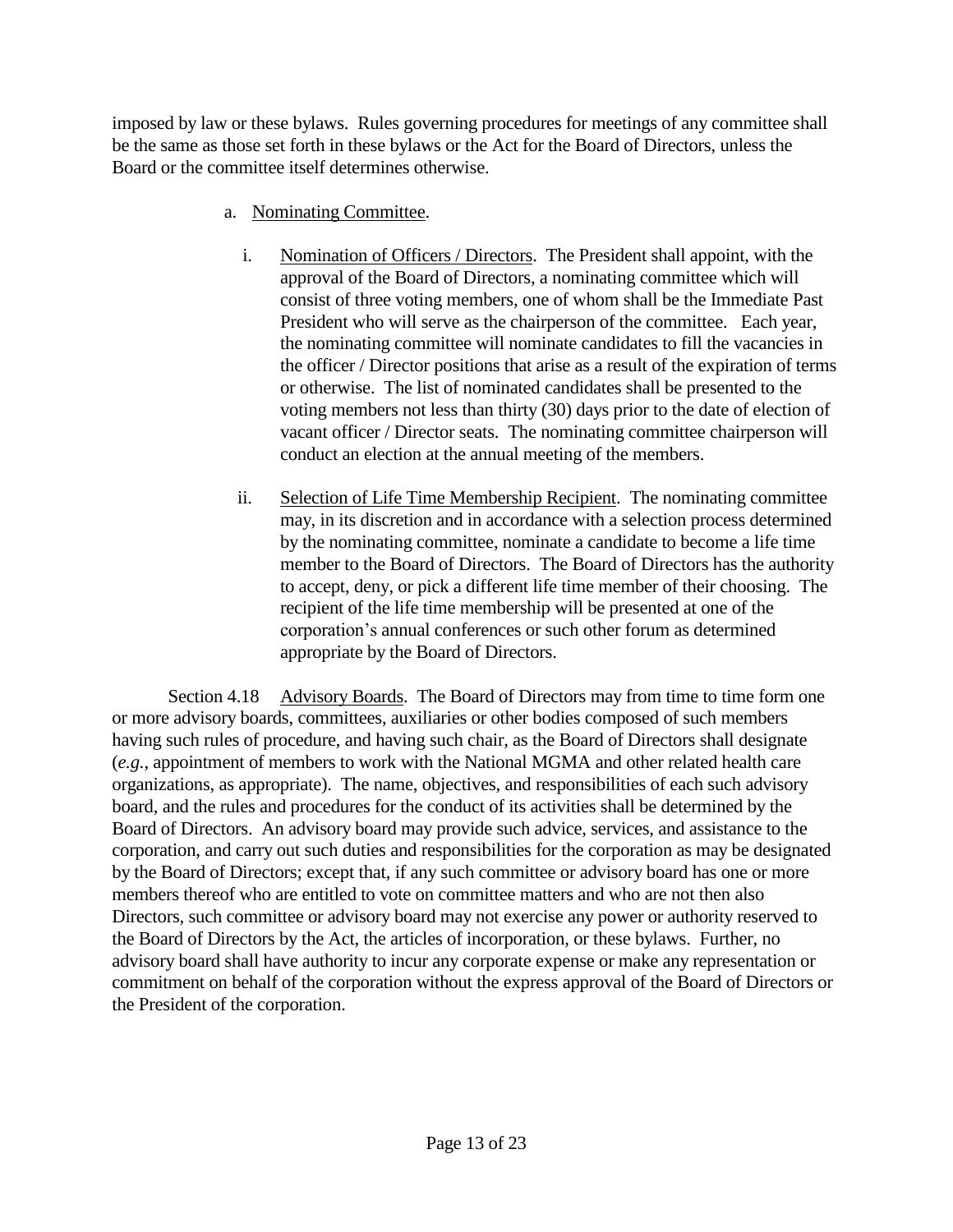imposed by law or these bylaws. Rules governing procedures for meetings of any committee shall be the same as those set forth in these bylaws or the Act for the Board of Directors, unless the Board or the committee itself determines otherwise.

a. Nominating Committee.

   i. Nomination of Officers / Directors. The President shall appoint, with the approval of the Board of Directors, a nominating committee which will consist of three voting members, one of whom shall be the Immediate Past President who will serve as the chairperson of the committee. Each year, the nominating committee will nominate candidates to fill the vacancies in the officer / Director positions that arise as a result of the expiration of terms or otherwise. The list of nominated candidates shall be presented to the voting members not less than thirty (30) days prior to the date of election of vacant officer / Director seats. The nominating committee chairperson will conduct an election at the annual meeting of the members.

   ii. Selection of Life Time Membership Recipient. The nominating committee may, in its discretion and in accordance with a selection process determined by the nominating committee, nominate a candidate to become a life time member to the Board of Directors. The Board of Directors has the authority to accept, deny, or pick a different life time member of their choosing. The recipient of the life time membership will be presented at one of the corporation's annual conferences or such other forum as determined appropriate by the Board of Directors.

Section 4.18 Advisory Boards. The Board of Directors may from time to time form one or more advisory boards, committees, auxiliaries or other bodies composed of such members having such rules of procedure, and having such chair, as the Board of Directors shall designate (*e.g.*, appointment of members to work with the National MGMA and other related health care organizations, as appropriate). The name, objectives, and responsibilities of each such advisory board, and the rules and procedures for the conduct of its activities shall be determined by the Board of Directors. An advisory board may provide such advice, services, and assistance to the corporation, and carry out such duties and responsibilities for the corporation as may be designated by the Board of Directors; except that, if any such committee or advisory board has one or more members thereof who are entitled to vote on committee matters and who are not then also Directors, such committee or advisory board may not exercise any power or authority reserved to the Board of Directors by the Act, the articles of incorporation, or these bylaws. Further, no advisory board shall have authority to incur any corporate expense or make any representation or commitment on behalf of the corporation without the express approval of the Board of Directors or the President of the corporation.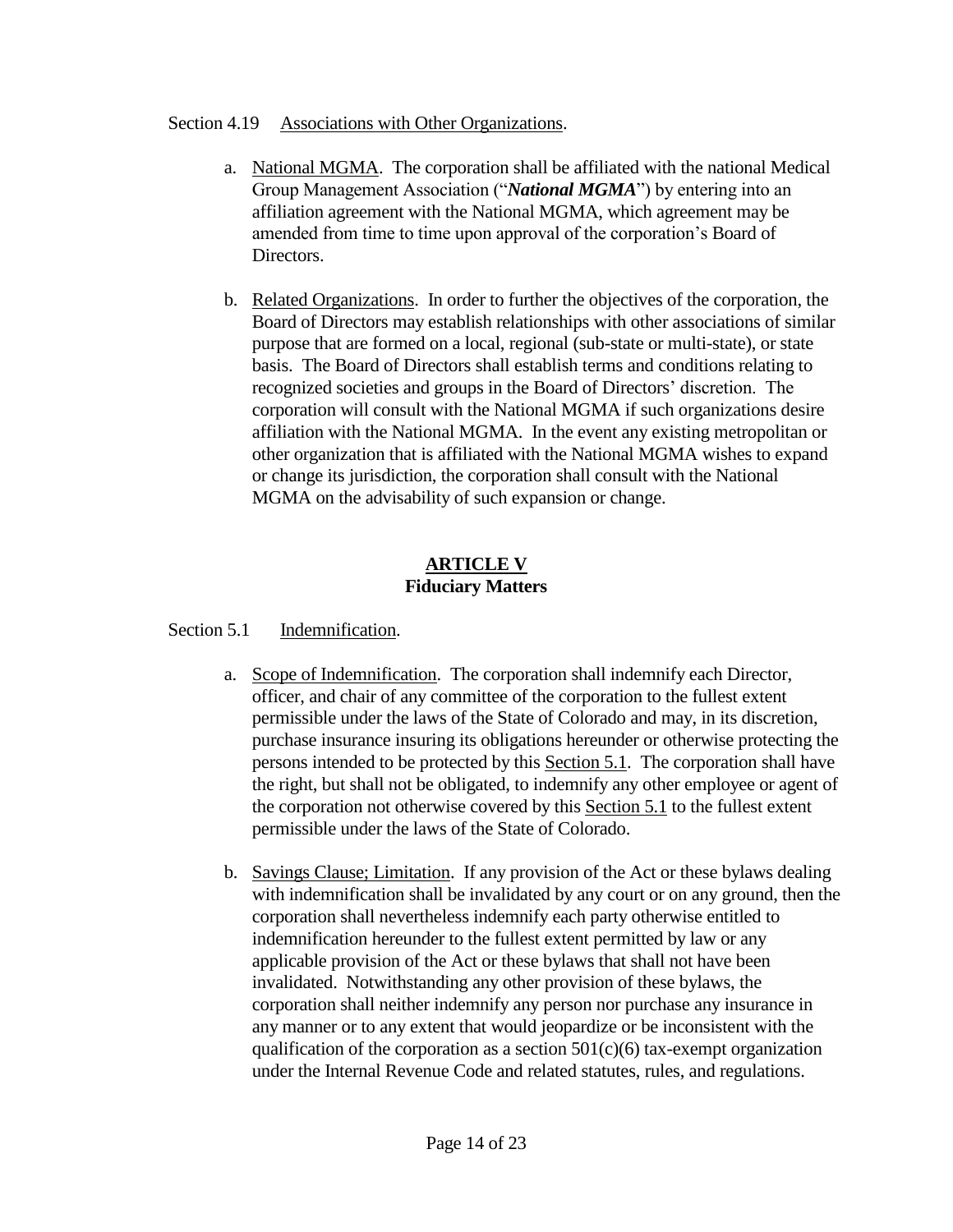Section 4.19 Associations with Other Organizations.

a. National MGMA. The corporation shall be affiliated with the national Medical Group Management Association ("***National MGMA***") by entering into an affiliation agreement with the National MGMA, which agreement may be amended from time to time upon approval of the corporation's Board of Directors.

b. Related Organizations. In order to further the objectives of the corporation, the Board of Directors may establish relationships with other associations of similar purpose that are formed on a local, regional (sub-state or multi-state), or state basis. The Board of Directors shall establish terms and conditions relating to recognized societies and groups in the Board of Directors' discretion. The corporation will consult with the National MGMA if such organizations desire affiliation with the National MGMA. In the event any existing metropolitan or other organization that is affiliated with the National MGMA wishes to expand or change its jurisdiction, the corporation shall consult with the National MGMA on the advisability of such expansion or change.

## ARTICLE V
## Fiduciary Matters

Section 5.1 Indemnification.

a. Scope of Indemnification. The corporation shall indemnify each Director, officer, and chair of any committee of the corporation to the fullest extent permissible under the laws of the State of Colorado and may, in its discretion, purchase insurance insuring its obligations hereunder or otherwise protecting the persons intended to be protected by this Section 5.1. The corporation shall have the right, but shall not be obligated, to indemnify any other employee or agent of the corporation not otherwise covered by this Section 5.1 to the fullest extent permissible under the laws of the State of Colorado.

b. Savings Clause; Limitation. If any provision of the Act or these bylaws dealing with indemnification shall be invalidated by any court or on any ground, then the corporation shall nevertheless indemnify each party otherwise entitled to indemnification hereunder to the fullest extent permitted by law or any applicable provision of the Act or these bylaws that shall not have been invalidated. Notwithstanding any other provision of these bylaws, the corporation shall neither indemnify any person nor purchase any insurance in any manner or to any extent that would jeopardize or be inconsistent with the qualification of the corporation as a section 501(c)(6) tax-exempt organization under the Internal Revenue Code and related statutes, rules, and regulations.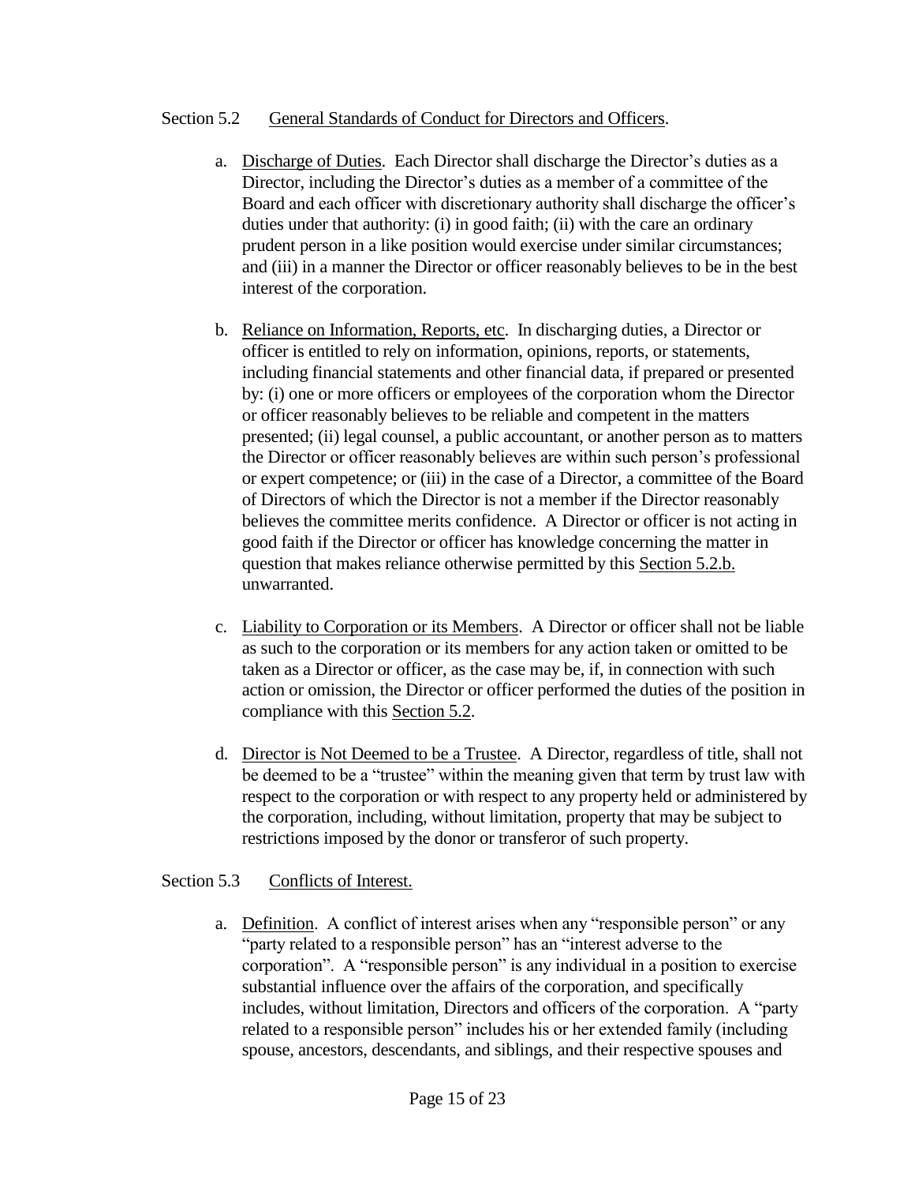Section 5.2 General Standards of Conduct for Directors and Officers.

a. Discharge of Duties. Each Director shall discharge the Director's duties as a Director, including the Director's duties as a member of a committee of the Board and each officer with discretionary authority shall discharge the officer's duties under that authority: (i) in good faith; (ii) with the care an ordinary prudent person in a like position would exercise under similar circumstances; and (iii) in a manner the Director or officer reasonably believes to be in the best interest of the corporation.

b. Reliance on Information, Reports, etc. In discharging duties, a Director or officer is entitled to rely on information, opinions, reports, or statements, including financial statements and other financial data, if prepared or presented by: (i) one or more officers or employees of the corporation whom the Director or officer reasonably believes to be reliable and competent in the matters presented; (ii) legal counsel, a public accountant, or another person as to matters the Director or officer reasonably believes are within such person's professional or expert competence; or (iii) in the case of a Director, a committee of the Board of Directors of which the Director is not a member if the Director reasonably believes the committee merits confidence. A Director or officer is not acting in good faith if the Director or officer has knowledge concerning the matter in question that makes reliance otherwise permitted by this Section 5.2.b. unwarranted.

c. Liability to Corporation or its Members. A Director or officer shall not be liable as such to the corporation or its members for any action taken or omitted to be taken as a Director or officer, as the case may be, if, in connection with such action or omission, the Director or officer performed the duties of the position in compliance with this Section 5.2.

d. Director is Not Deemed to be a Trustee. A Director, regardless of title, shall not be deemed to be a "trustee" within the meaning given that term by trust law with respect to the corporation or with respect to any property held or administered by the corporation, including, without limitation, property that may be subject to restrictions imposed by the donor or transferor of such property.

Section 5.3 Conflicts of Interest.

a. Definition. A conflict of interest arises when any "responsible person" or any "party related to a responsible person" has an "interest adverse to the corporation". A "responsible person" is any individual in a position to exercise substantial influence over the affairs of the corporation, and specifically includes, without limitation, Directors and officers of the corporation. A "party related to a responsible person" includes his or her extended family (including spouse, ancestors, descendants, and siblings, and their respective spouses and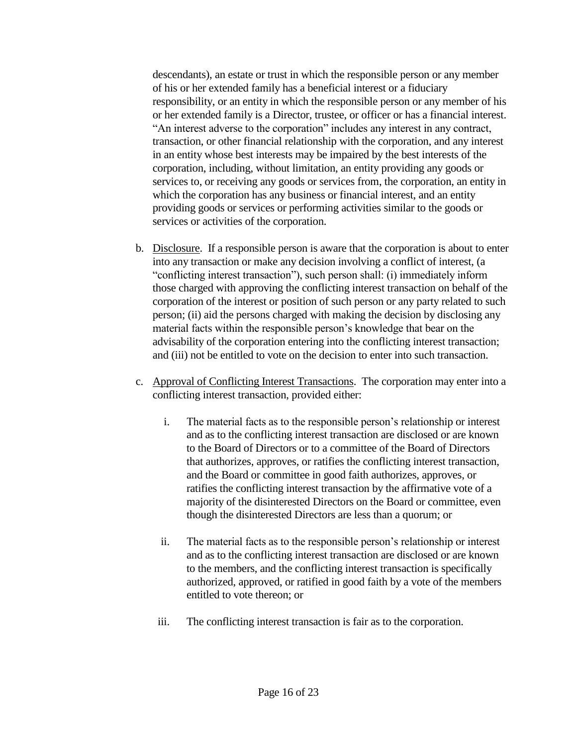descendants), an estate or trust in which the responsible person or any member of his or her extended family has a beneficial interest or a fiduciary responsibility, or an entity in which the responsible person or any member of his or her extended family is a Director, trustee, or officer or has a financial interest. "An interest adverse to the corporation" includes any interest in any contract, transaction, or other financial relationship with the corporation, and any interest in an entity whose best interests may be impaired by the best interests of the corporation, including, without limitation, an entity providing any goods or services to, or receiving any goods or services from, the corporation, an entity in which the corporation has any business or financial interest, and an entity providing goods or services or performing activities similar to the goods or services or activities of the corporation.

b. <u>Disclosure</u>. If a responsible person is aware that the corporation is about to enter into any transaction or make any decision involving a conflict of interest, (a "conflicting interest transaction"), such person shall: (i) immediately inform those charged with approving the conflicting interest transaction on behalf of the corporation of the interest or position of such person or any party related to such person; (ii) aid the persons charged with making the decision by disclosing any material facts within the responsible person's knowledge that bear on the advisability of the corporation entering into the conflicting interest transaction; and (iii) not be entitled to vote on the decision to enter into such transaction.

c. <u>Approval of Conflicting Interest Transactions</u>. The corporation may enter into a conflicting interest transaction, provided either:

   i. The material facts as to the responsible person's relationship or interest and as to the conflicting interest transaction are disclosed or are known to the Board of Directors or to a committee of the Board of Directors that authorizes, approves, or ratifies the conflicting interest transaction, and the Board or committee in good faith authorizes, approves, or ratifies the conflicting interest transaction by the affirmative vote of a majority of the disinterested Directors on the Board or committee, even though the disinterested Directors are less than a quorum; or

   ii. The material facts as to the responsible person's relationship or interest and as to the conflicting interest transaction are disclosed or are known to the members, and the conflicting interest transaction is specifically authorized, approved, or ratified in good faith by a vote of the members entitled to vote thereon; or

   iii. The conflicting interest transaction is fair as to the corporation.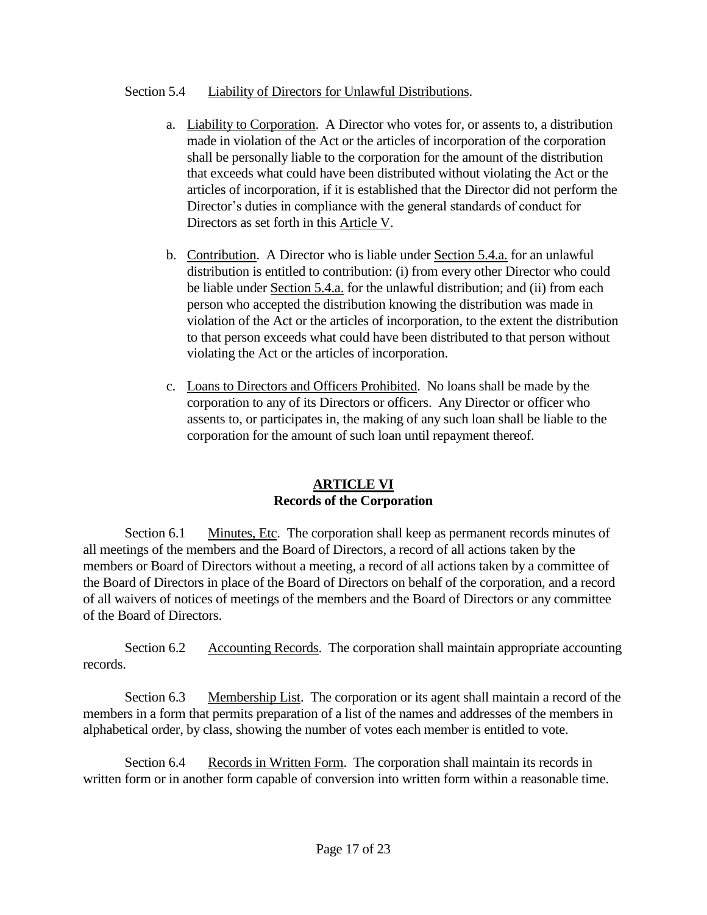Section 5.4 Liability of Directors for Unlawful Distributions.

a. Liability to Corporation. A Director who votes for, or assents to, a distribution made in violation of the Act or the articles of incorporation of the corporation shall be personally liable to the corporation for the amount of the distribution that exceeds what could have been distributed without violating the Act or the articles of incorporation, if it is established that the Director did not perform the Director's duties in compliance with the general standards of conduct for Directors as set forth in this Article V.

b. Contribution. A Director who is liable under Section 5.4.a. for an unlawful distribution is entitled to contribution: (i) from every other Director who could be liable under Section 5.4.a. for the unlawful distribution; and (ii) from each person who accepted the distribution knowing the distribution was made in violation of the Act or the articles of incorporation, to the extent the distribution to that person exceeds what could have been distributed to that person without violating the Act or the articles of incorporation.

c. Loans to Directors and Officers Prohibited. No loans shall be made by the corporation to any of its Directors or officers. Any Director or officer who assents to, or participates in, the making of any such loan shall be liable to the corporation for the amount of such loan until repayment thereof.

## ARTICLE VI
## Records of the Corporation

Section 6.1 Minutes, Etc. The corporation shall keep as permanent records minutes of all meetings of the members and the Board of Directors, a record of all actions taken by the members or Board of Directors without a meeting, a record of all actions taken by a committee of the Board of Directors in place of the Board of Directors on behalf of the corporation, and a record of all waivers of notices of meetings of the members and the Board of Directors or any committee of the Board of Directors.

Section 6.2 Accounting Records. The corporation shall maintain appropriate accounting records.

Section 6.3 Membership List. The corporation or its agent shall maintain a record of the members in a form that permits preparation of a list of the names and addresses of the members in alphabetical order, by class, showing the number of votes each member is entitled to vote.

Section 6.4 Records in Written Form. The corporation shall maintain its records in written form or in another form capable of conversion into written form within a reasonable time.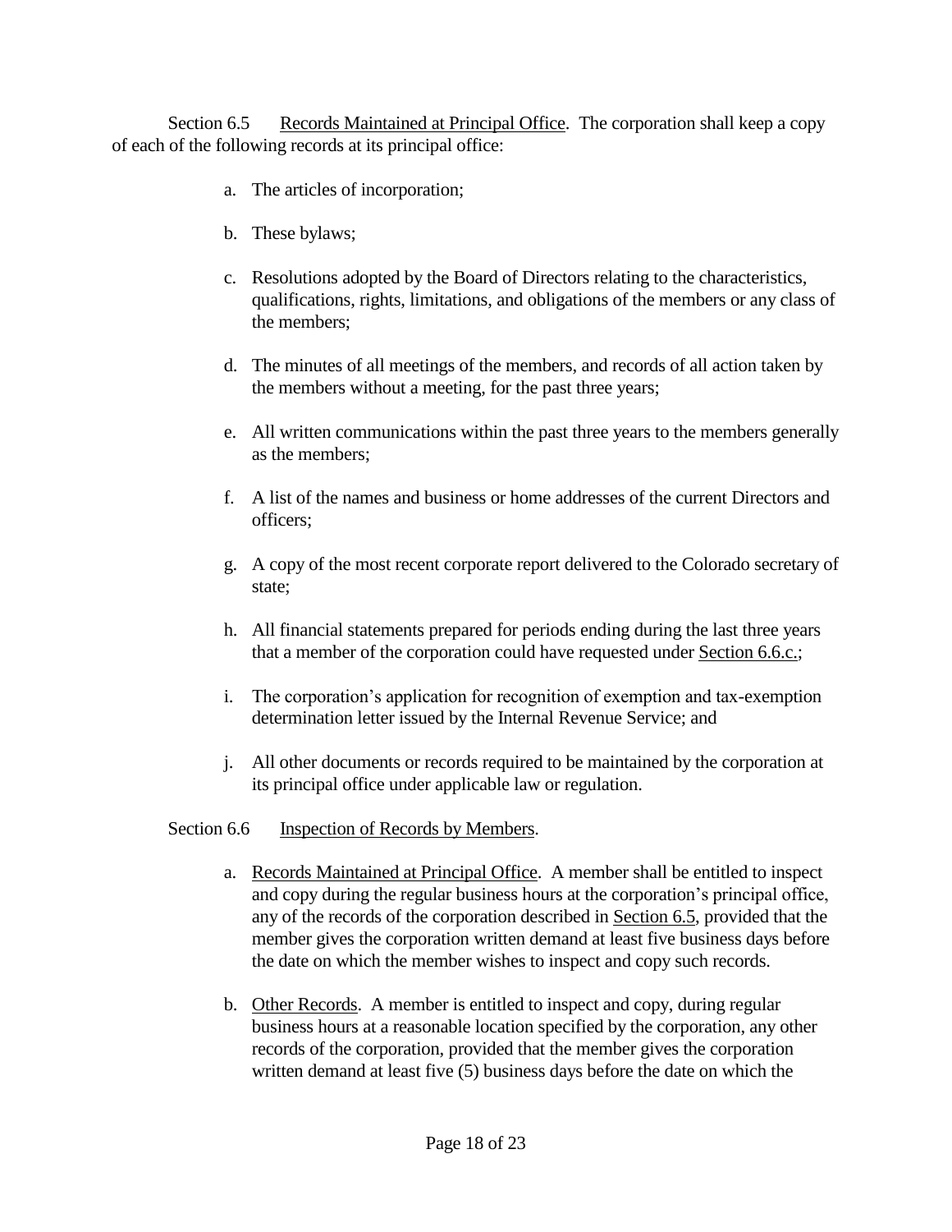Section 6.5 Records Maintained at Principal Office. The corporation shall keep a copy of each of the following records at its principal office:

a. The articles of incorporation;

b. These bylaws;

c. Resolutions adopted by the Board of Directors relating to the characteristics, qualifications, rights, limitations, and obligations of the members or any class of the members;

d. The minutes of all meetings of the members, and records of all action taken by the members without a meeting, for the past three years;

e. All written communications within the past three years to the members generally as the members;

f. A list of the names and business or home addresses of the current Directors and officers;

g. A copy of the most recent corporate report delivered to the Colorado secretary of state;

h. All financial statements prepared for periods ending during the last three years that a member of the corporation could have requested under Section 6.6.c.;

i. The corporation's application for recognition of exemption and tax-exemption determination letter issued by the Internal Revenue Service; and

j. All other documents or records required to be maintained by the corporation at its principal office under applicable law or regulation.

Section 6.6 Inspection of Records by Members.

a. Records Maintained at Principal Office. A member shall be entitled to inspect and copy during the regular business hours at the corporation's principal office, any of the records of the corporation described in Section 6.5, provided that the member gives the corporation written demand at least five business days before the date on which the member wishes to inspect and copy such records.

b. Other Records. A member is entitled to inspect and copy, during regular business hours at a reasonable location specified by the corporation, any other records of the corporation, provided that the member gives the corporation written demand at least five (5) business days before the date on which the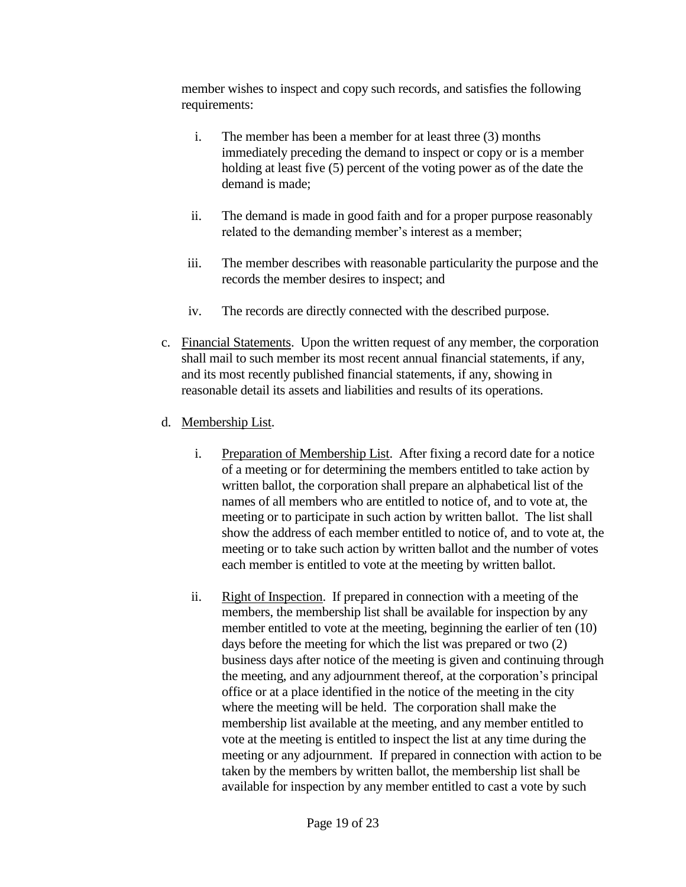member wishes to inspect and copy such records, and satisfies the following requirements:

i. The member has been a member for at least three (3) months immediately preceding the demand to inspect or copy or is a member holding at least five (5) percent of the voting power as of the date the demand is made;

ii. The demand is made in good faith and for a proper purpose reasonably related to the demanding member's interest as a member;

iii. The member describes with reasonable particularity the purpose and the records the member desires to inspect; and

iv. The records are directly connected with the described purpose.

c. Financial Statements. Upon the written request of any member, the corporation shall mail to such member its most recent annual financial statements, if any, and its most recently published financial statements, if any, showing in reasonable detail its assets and liabilities and results of its operations.

d. Membership List.

i. Preparation of Membership List. After fixing a record date for a notice of a meeting or for determining the members entitled to take action by written ballot, the corporation shall prepare an alphabetical list of the names of all members who are entitled to notice of, and to vote at, the meeting or to participate in such action by written ballot. The list shall show the address of each member entitled to notice of, and to vote at, the meeting or to take such action by written ballot and the number of votes each member is entitled to vote at the meeting by written ballot.

ii. Right of Inspection. If prepared in connection with a meeting of the members, the membership list shall be available for inspection by any member entitled to vote at the meeting, beginning the earlier of ten (10) days before the meeting for which the list was prepared or two (2) business days after notice of the meeting is given and continuing through the meeting, and any adjournment thereof, at the corporation's principal office or at a place identified in the notice of the meeting in the city where the meeting will be held. The corporation shall make the membership list available at the meeting, and any member entitled to vote at the meeting is entitled to inspect the list at any time during the meeting or any adjournment. If prepared in connection with action to be taken by the members by written ballot, the membership list shall be available for inspection by any member entitled to cast a vote by such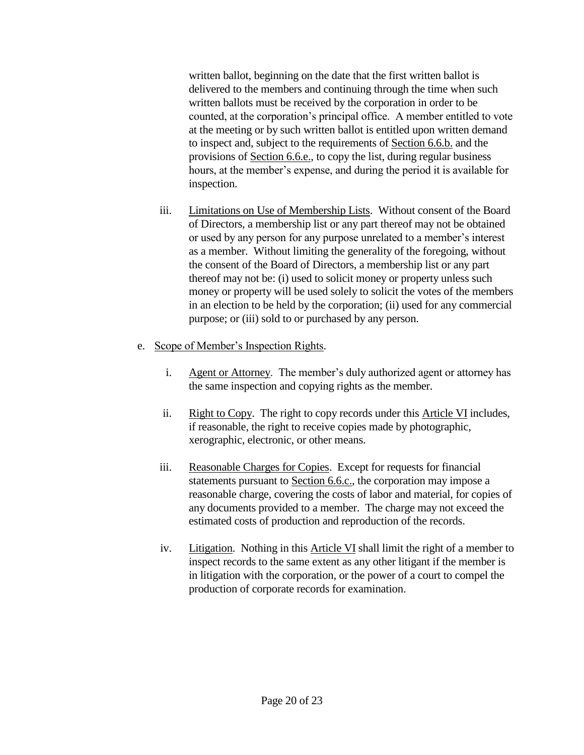written ballot, beginning on the date that the first written ballot is delivered to the members and continuing through the time when such written ballots must be received by the corporation in order to be counted, at the corporation's principal office. A member entitled to vote at the meeting or by such written ballot is entitled upon written demand to inspect and, subject to the requirements of Section 6.6.b. and the provisions of Section 6.6.e., to copy the list, during regular business hours, at the member's expense, and during the period it is available for inspection.

iii. Limitations on Use of Membership Lists. Without consent of the Board of Directors, a membership list or any part thereof may not be obtained or used by any person for any purpose unrelated to a member's interest as a member. Without limiting the generality of the foregoing, without the consent of the Board of Directors, a membership list or any part thereof may not be: (i) used to solicit money or property unless such money or property will be used solely to solicit the votes of the members in an election to be held by the corporation; (ii) used for any commercial purpose; or (iii) sold to or purchased by any person.

e. Scope of Member's Inspection Rights.

i. Agent or Attorney. The member's duly authorized agent or attorney has the same inspection and copying rights as the member.

ii. Right to Copy. The right to copy records under this Article VI includes, if reasonable, the right to receive copies made by photographic, xerographic, electronic, or other means.

iii. Reasonable Charges for Copies. Except for requests for financial statements pursuant to Section 6.6.c., the corporation may impose a reasonable charge, covering the costs of labor and material, for copies of any documents provided to a member. The charge may not exceed the estimated costs of production and reproduction of the records.

iv. Litigation. Nothing in this Article VI shall limit the right of a member to inspect records to the same extent as any other litigant if the member is in litigation with the corporation, or the power of a court to compel the production of corporate records for examination.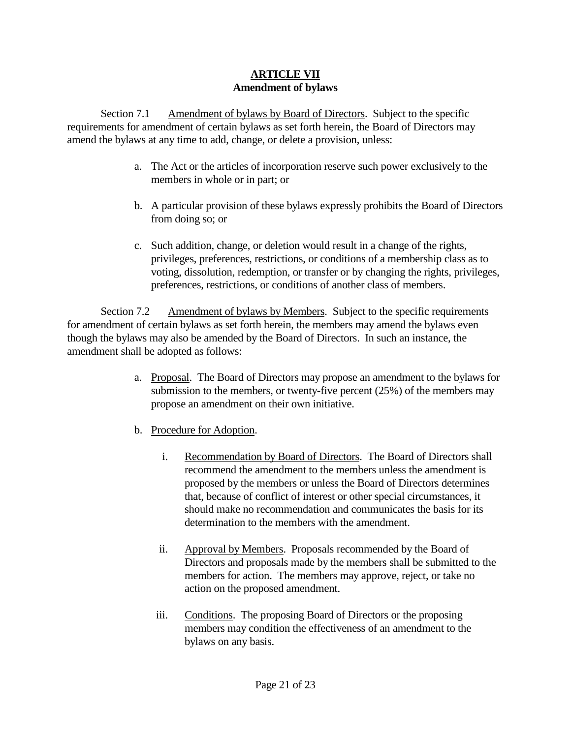## ARTICLE VII
### Amendment of bylaws

Section 7.1 Amendment of bylaws by Board of Directors. Subject to the specific requirements for amendment of certain bylaws as set forth herein, the Board of Directors may amend the bylaws at any time to add, change, or delete a provision, unless:

a. The Act or the articles of incorporation reserve such power exclusively to the members in whole or in part; or

b. A particular provision of these bylaws expressly prohibits the Board of Directors from doing so; or

c. Such addition, change, or deletion would result in a change of the rights, privileges, preferences, restrictions, or conditions of a membership class as to voting, dissolution, redemption, or transfer or by changing the rights, privileges, preferences, restrictions, or conditions of another class of members.

Section 7.2 Amendment of bylaws by Members. Subject to the specific requirements for amendment of certain bylaws as set forth herein, the members may amend the bylaws even though the bylaws may also be amended by the Board of Directors. In such an instance, the amendment shall be adopted as follows:

a. Proposal. The Board of Directors may propose an amendment to the bylaws for submission to the members, or twenty-five percent (25%) of the members may propose an amendment on their own initiative.

b. Procedure for Adoption.

   i. Recommendation by Board of Directors. The Board of Directors shall recommend the amendment to the members unless the amendment is proposed by the members or unless the Board of Directors determines that, because of conflict of interest or other special circumstances, it should make no recommendation and communicates the basis for its determination to the members with the amendment.

   ii. Approval by Members. Proposals recommended by the Board of Directors and proposals made by the members shall be submitted to the members for action. The members may approve, reject, or take no action on the proposed amendment.

   iii. Conditions. The proposing Board of Directors or the proposing members may condition the effectiveness of an amendment to the bylaws on any basis.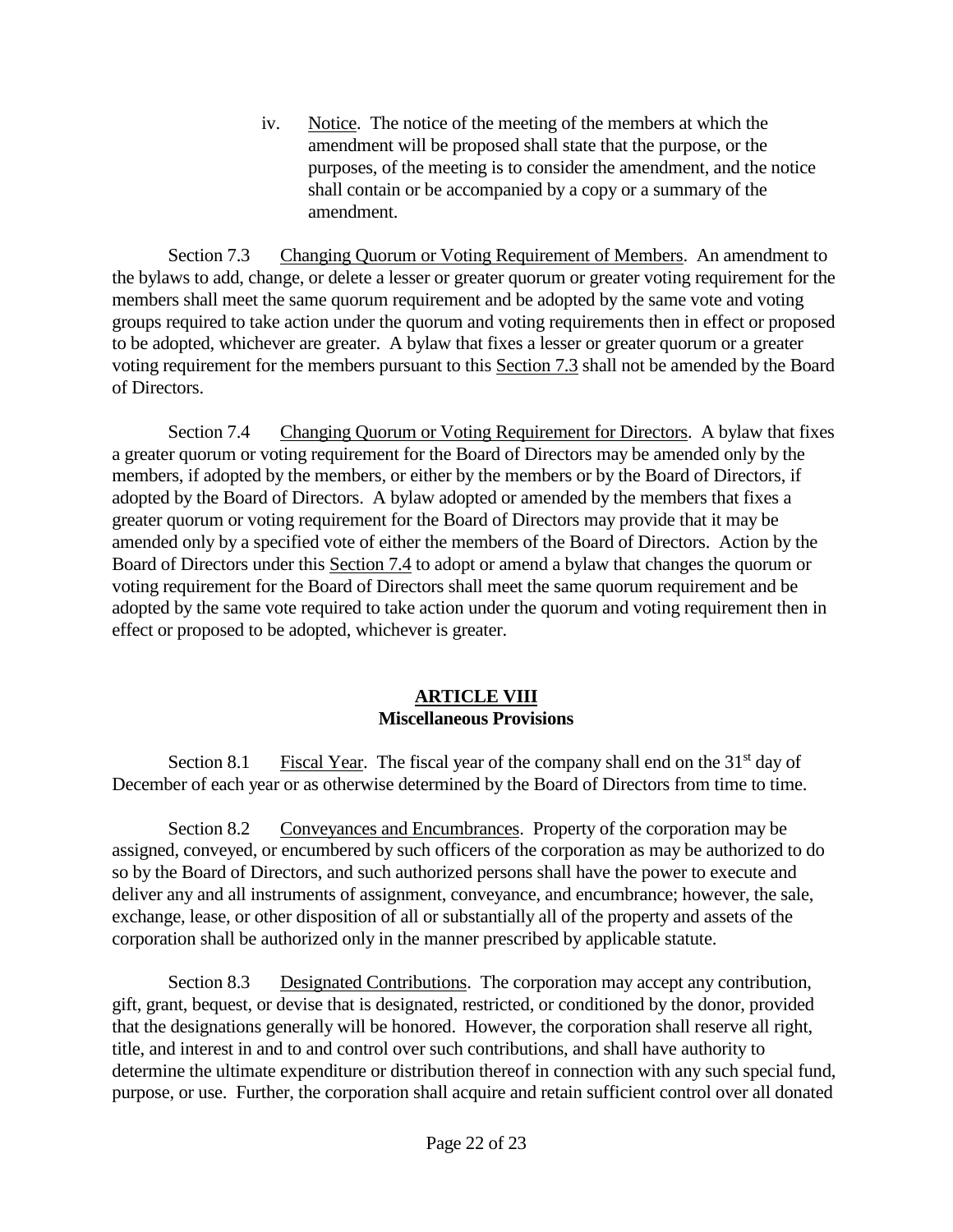iv. Notice. The notice of the meeting of the members at which the amendment will be proposed shall state that the purpose, or the purposes, of the meeting is to consider the amendment, and the notice shall contain or be accompanied by a copy or a summary of the amendment.

Section 7.3 Changing Quorum or Voting Requirement of Members. An amendment to the bylaws to add, change, or delete a lesser or greater quorum or greater voting requirement for the members shall meet the same quorum requirement and be adopted by the same vote and voting groups required to take action under the quorum and voting requirements then in effect or proposed to be adopted, whichever are greater. A bylaw that fixes a lesser or greater quorum or a greater voting requirement for the members pursuant to this Section 7.3 shall not be amended by the Board of Directors.

Section 7.4 Changing Quorum or Voting Requirement for Directors. A bylaw that fixes a greater quorum or voting requirement for the Board of Directors may be amended only by the members, if adopted by the members, or either by the members or by the Board of Directors, if adopted by the Board of Directors. A bylaw adopted or amended by the members that fixes a greater quorum or voting requirement for the Board of Directors may provide that it may be amended only by a specified vote of either the members of the Board of Directors. Action by the Board of Directors under this Section 7.4 to adopt or amend a bylaw that changes the quorum or voting requirement for the Board of Directors shall meet the same quorum requirement and be adopted by the same vote required to take action under the quorum and voting requirement then in effect or proposed to be adopted, whichever is greater.

## ARTICLE VIII
## Miscellaneous Provisions

Section 8.1 Fiscal Year. The fiscal year of the company shall end on the 31st day of December of each year or as otherwise determined by the Board of Directors from time to time.

Section 8.2 Conveyances and Encumbrances. Property of the corporation may be assigned, conveyed, or encumbered by such officers of the corporation as may be authorized to do so by the Board of Directors, and such authorized persons shall have the power to execute and deliver any and all instruments of assignment, conveyance, and encumbrance; however, the sale, exchange, lease, or other disposition of all or substantially all of the property and assets of the corporation shall be authorized only in the manner prescribed by applicable statute.

Section 8.3 Designated Contributions. The corporation may accept any contribution, gift, grant, bequest, or devise that is designated, restricted, or conditioned by the donor, provided that the designations generally will be honored. However, the corporation shall reserve all right, title, and interest in and to and control over such contributions, and shall have authority to determine the ultimate expenditure or distribution thereof in connection with any such special fund, purpose, or use. Further, the corporation shall acquire and retain sufficient control over all donated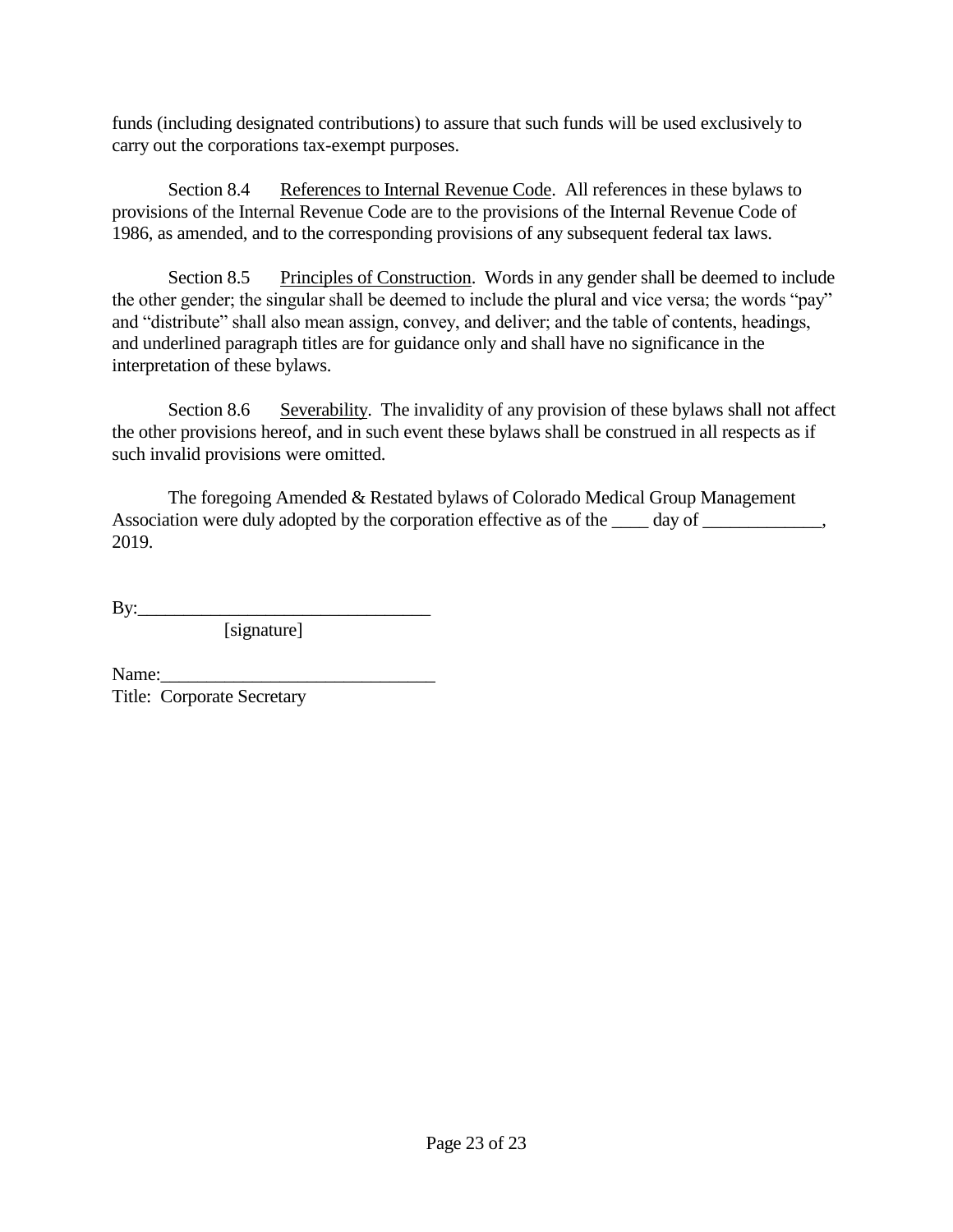funds (including designated contributions) to assure that such funds will be used exclusively to carry out the corporations tax-exempt purposes.

Section 8.4 References to Internal Revenue Code. All references in these bylaws to provisions of the Internal Revenue Code are to the provisions of the Internal Revenue Code of 1986, as amended, and to the corresponding provisions of any subsequent federal tax laws.

Section 8.5 Principles of Construction. Words in any gender shall be deemed to include the other gender; the singular shall be deemed to include the plural and vice versa; the words "pay" and "distribute" shall also mean assign, convey, and deliver; and the table of contents, headings, and underlined paragraph titles are for guidance only and shall have no significance in the interpretation of these bylaws.

Section 8.6 Severability. The invalidity of any provision of these bylaws shall not affect the other provisions hereof, and in such event these bylaws shall be construed in all respects as if such invalid provisions were omitted.

The foregoing Amended & Restated bylaws of Colorado Medical Group Management Association were duly adopted by the corporation effective as of the ____ day of _____________, 2019.

By:_______________________________
[signature]

Name:_____________________________
Title: Corporate Secretary